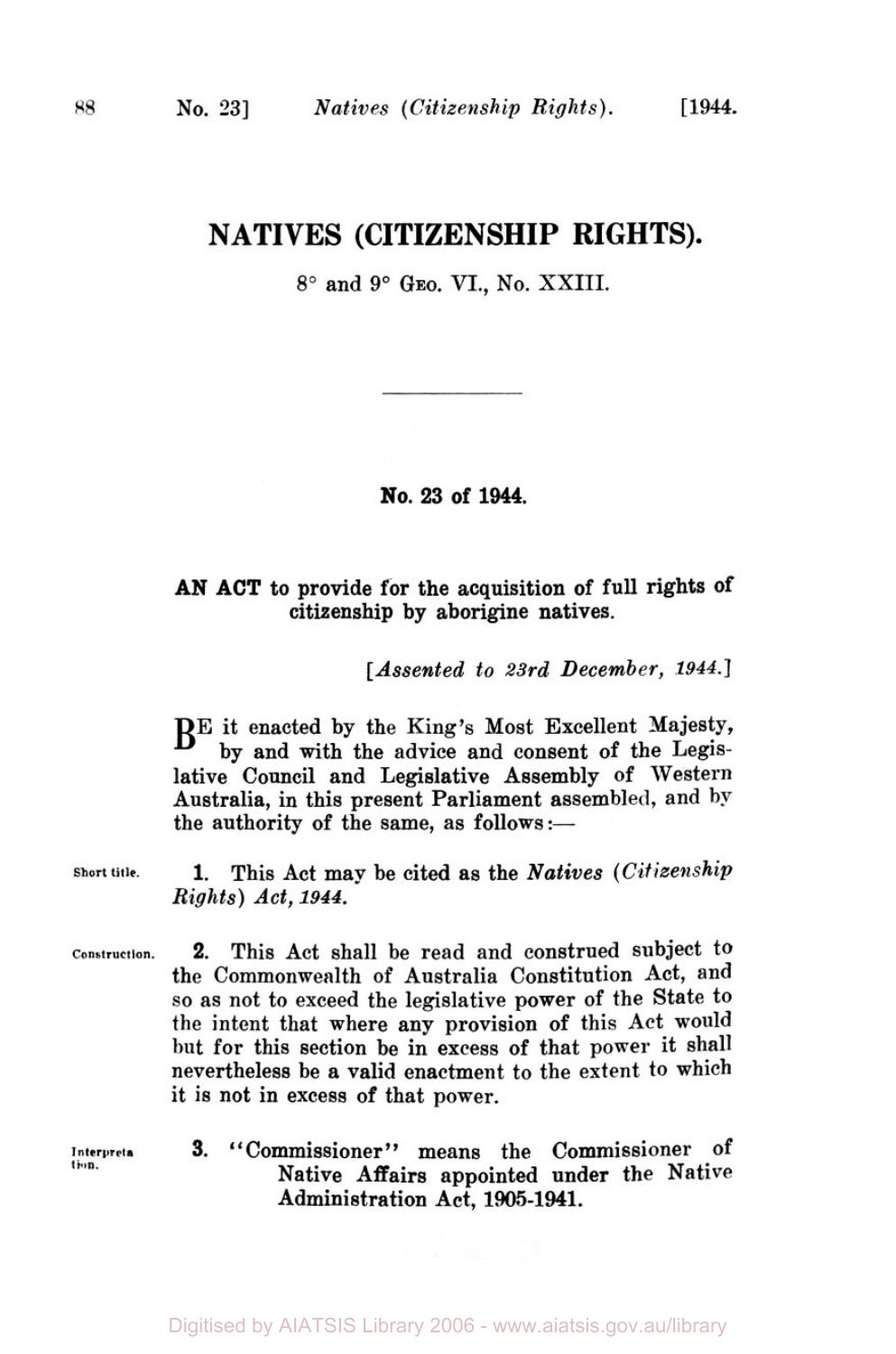# NATIVES (CITIZENSHIP RIGHTS).

8° and 9° GEO. VI., No. XXIII.

---

**No. 23 of 1944.**

**AN ACT** to provide for the acquisition of full rights of citizenship by aborigine natives.

[*Assented to 23rd December, 1944.*]

BE it enacted by the King's Most Excellent Majesty, by and with the advice and consent of the Legislative Council and Legislative Assembly of Western Australia, in this present Parliament assembled, and by the authority of the same, as follows:—

Short title.

**1.** This Act may be cited as the ***Natives (Citizenship Rights) Act, 1944.***

Construction.

**2.** This Act shall be read and construed subject to the Commonwealth of Australia Constitution Act, and so as not to exceed the legislative power of the State to the intent that where any provision of this Act would but for this section be in excess of that power it shall nevertheless be a valid enactment to the extent to which it is not in excess of that power.

Interpretation.

**3.** "Commissioner" means the Commissioner of Native Affairs appointed under the Native Administration Act, 1905-1941.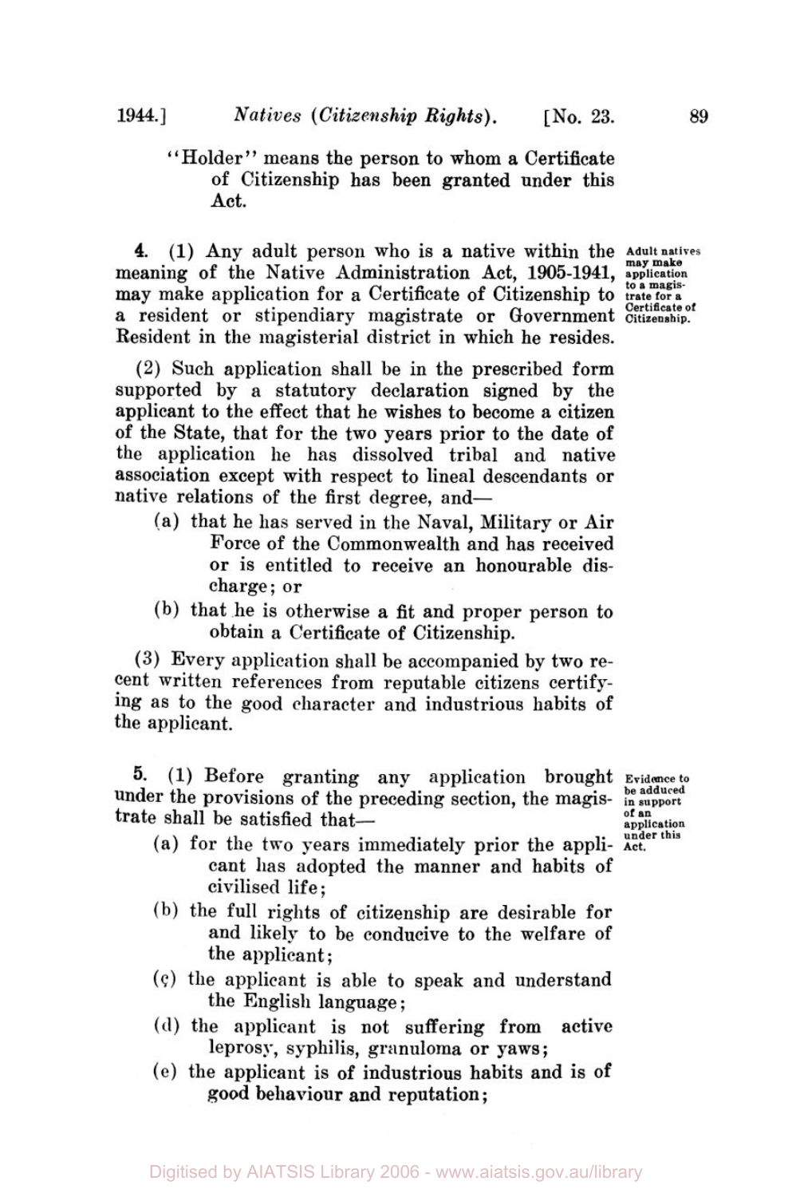"Holder" means the person to whom a Certificate of Citizenship has been granted under this Act.

**Adult natives may make application to a magistrate for a Certificate of Citizenship.**

4. (1) Any adult person who is a native within the meaning of the Native Administration Act, 1905-1941, may make application for a Certificate of Citizenship to a resident or stipendiary magistrate or Government Resident in the magisterial district in which he resides.

(2) Such application shall be in the prescribed form supported by a statutory declaration signed by the applicant to the effect that he wishes to become a citizen of the State, that for the two years prior to the date of the application he has dissolved tribal and native association except with respect to lineal descendants or native relations of the first degree, and—

(a) that he has served in the Naval, Military or Air Force of the Commonwealth and has received or is entitled to receive an honourable discharge; or

(b) that he is otherwise a fit and proper person to obtain a Certificate of Citizenship.

(3) Every application shall be accompanied by two recent written references from reputable citizens certifying as to the good character and industrious habits of the applicant.

**Evidence to be adduced in support of an application under this Act.**

5. (1) Before granting any application brought under the provisions of the preceding section, the magistrate shall be satisfied that—

(a) for the two years immediately prior the applicant has adopted the manner and habits of civilised life;

(b) the full rights of citizenship are desirable for and likely to be conducive to the welfare of the applicant;

(c) the applicant is able to speak and understand the English language;

(d) the applicant is not suffering from active leprosy, syphilis, granuloma or yaws;

(e) the applicant is of industrious habits and is of good behaviour and reputation;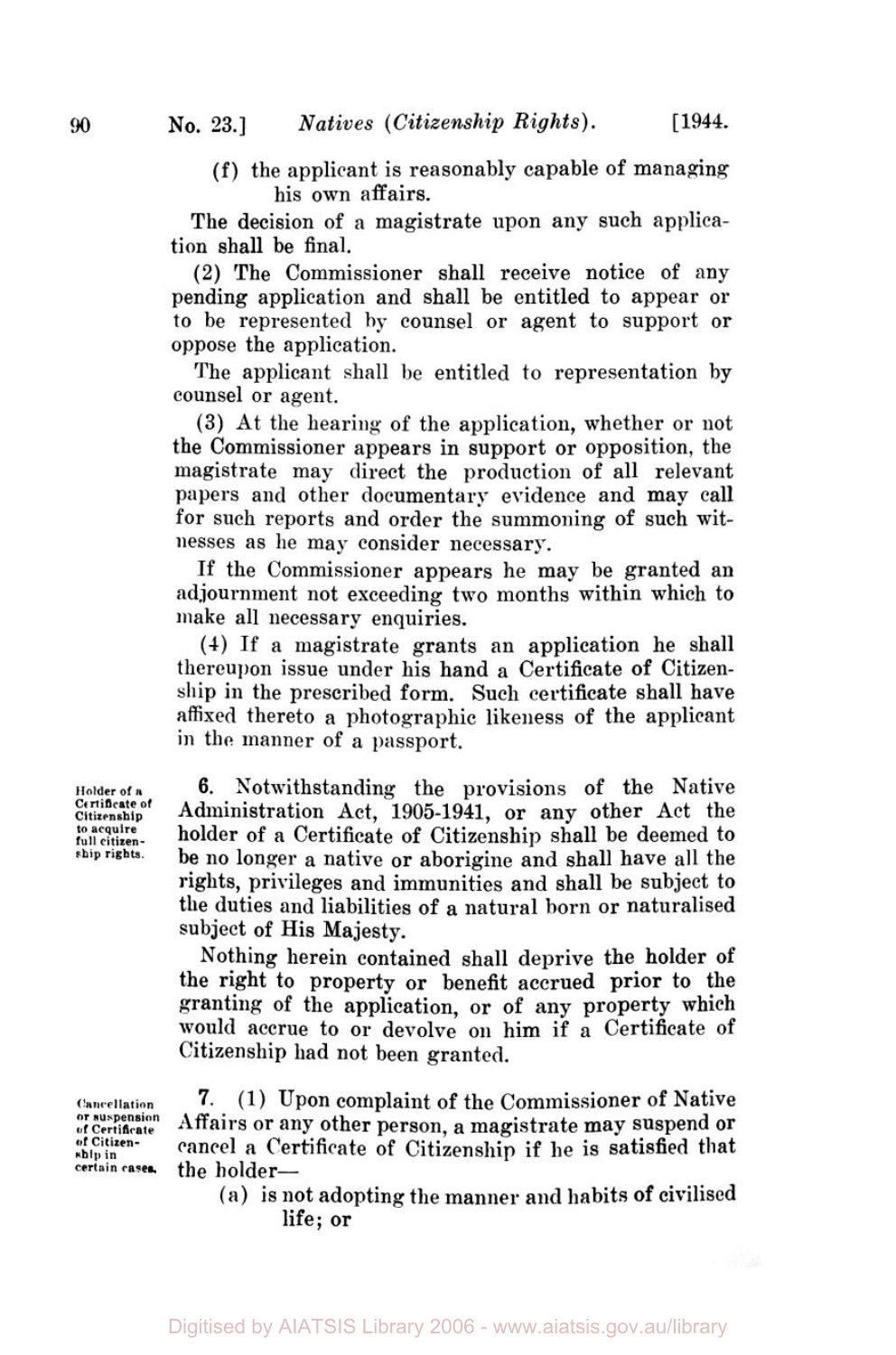(f) the applicant is reasonably capable of managing his own affairs.

The decision of a magistrate upon any such application shall be final.

(2) The Commissioner shall receive notice of any pending application and shall be entitled to appear or to be represented by counsel or agent to support or oppose the application.

The applicant shall be entitled to representation by counsel or agent.

(3) At the hearing of the application, whether or not the Commissioner appears in support or opposition, the magistrate may direct the production of all relevant papers and other documentary evidence and may call for such reports and order the summoning of such witnesses as he may consider necessary.

If the Commissioner appears he may be granted an adjournment not exceeding two months within which to make all necessary enquiries.

(4) If a magistrate grants an application he shall thereupon issue under his hand a Certificate of Citizenship in the prescribed form. Such certificate shall have affixed thereto a photographic likeness of the applicant in the manner of a passport.

**Holder of a Certificate of Citizenship to acquire full citizenship rights.**

6. Notwithstanding the provisions of the Native Administration Act, 1905-1941, or any other Act the holder of a Certificate of Citizenship shall be deemed to be no longer a native or aborigine and shall have all the rights, privileges and immunities and shall be subject to the duties and liabilities of a natural born or naturalised subject of His Majesty.

Nothing herein contained shall deprive the holder of the right to property or benefit accrued prior to the granting of the application, or of any property which would accrue to or devolve on him if a Certificate of Citizenship had not been granted.

**Cancellation or suspension of Certificate of Citizenship in certain cases.**

7. (1) Upon complaint of the Commissioner of Native Affairs or any other person, a magistrate may suspend or cancel a Certificate of Citizenship if he is satisfied that the holder—

(a) is not adopting the manner and habits of civilised life; or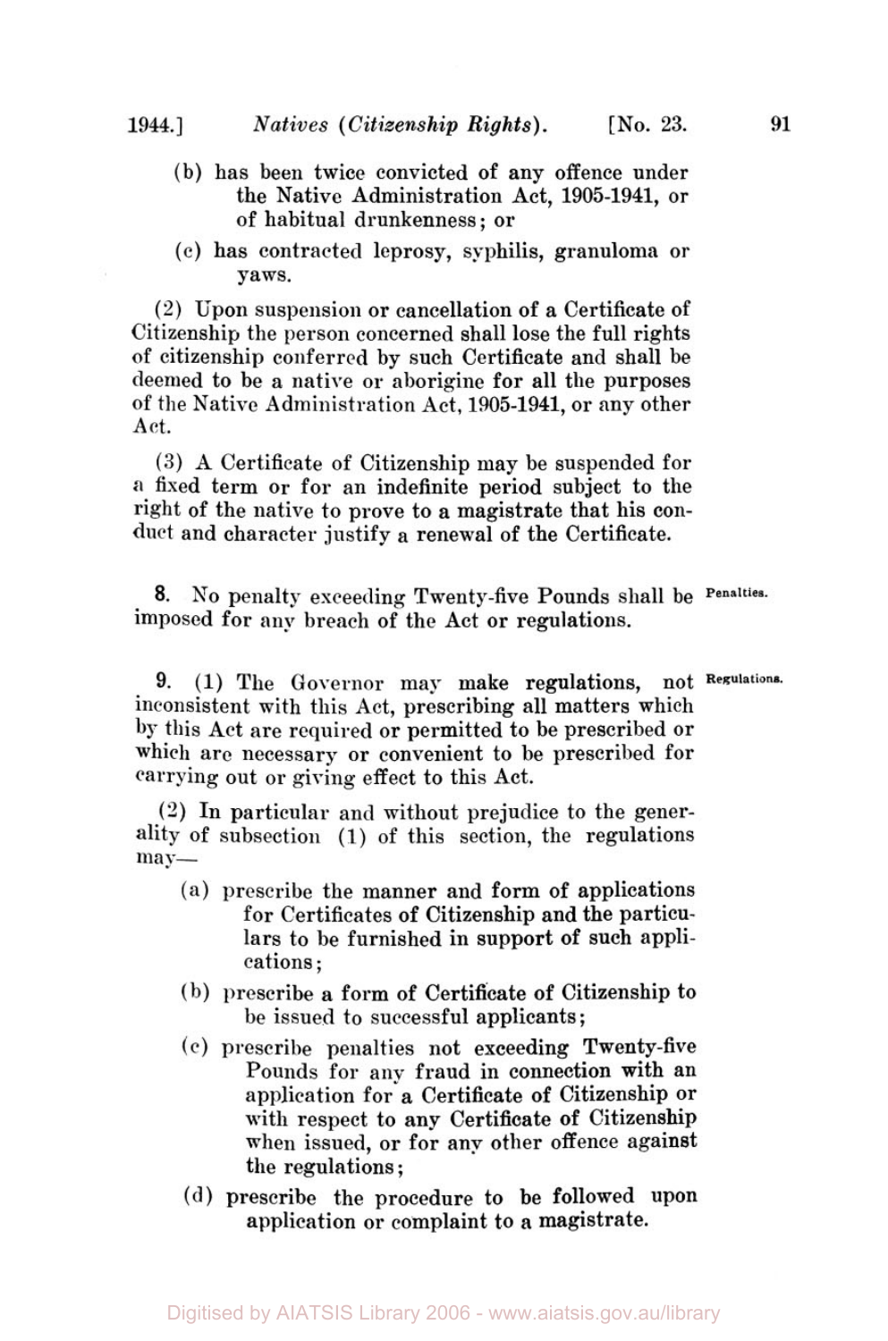(b) has been twice convicted of any offence under the Native Administration Act, 1905-1941, or of habitual drunkenness; or

(c) has contracted leprosy, syphilis, granuloma or yaws.

(2) Upon suspension or cancellation of a Certificate of Citizenship the person concerned shall lose the full rights of citizenship conferred by such Certificate and shall be deemed to be a native or aborigine for all the purposes of the Native Administration Act, 1905-1941, or any other Act.

(3) A Certificate of Citizenship may be suspended for a fixed term or for an indefinite period subject to the right of the native to prove to a magistrate that his conduct and character justify a renewal of the Certificate.

**Penalties.**

**8.** No penalty exceeding Twenty-five Pounds shall be imposed for any breach of the Act or regulations.

**Regulations.**

**9.** (1) The Governor may make regulations, not inconsistent with this Act, prescribing all matters which by this Act are required or permitted to be prescribed or which are necessary or convenient to be prescribed for carrying out or giving effect to this Act.

(2) In particular and without prejudice to the generality of subsection (1) of this section, the regulations may—

(a) prescribe the manner and form of applications for Certificates of Citizenship and the particulars to be furnished in support of such applications;

(b) prescribe a form of Certificate of Citizenship to be issued to successful applicants;

(c) prescribe penalties not exceeding Twenty-five Pounds for any fraud in connection with an application for a Certificate of Citizenship or with respect to any Certificate of Citizenship when issued, or for any other offence against the regulations;

(d) prescribe the procedure to be followed upon application or complaint to a magistrate.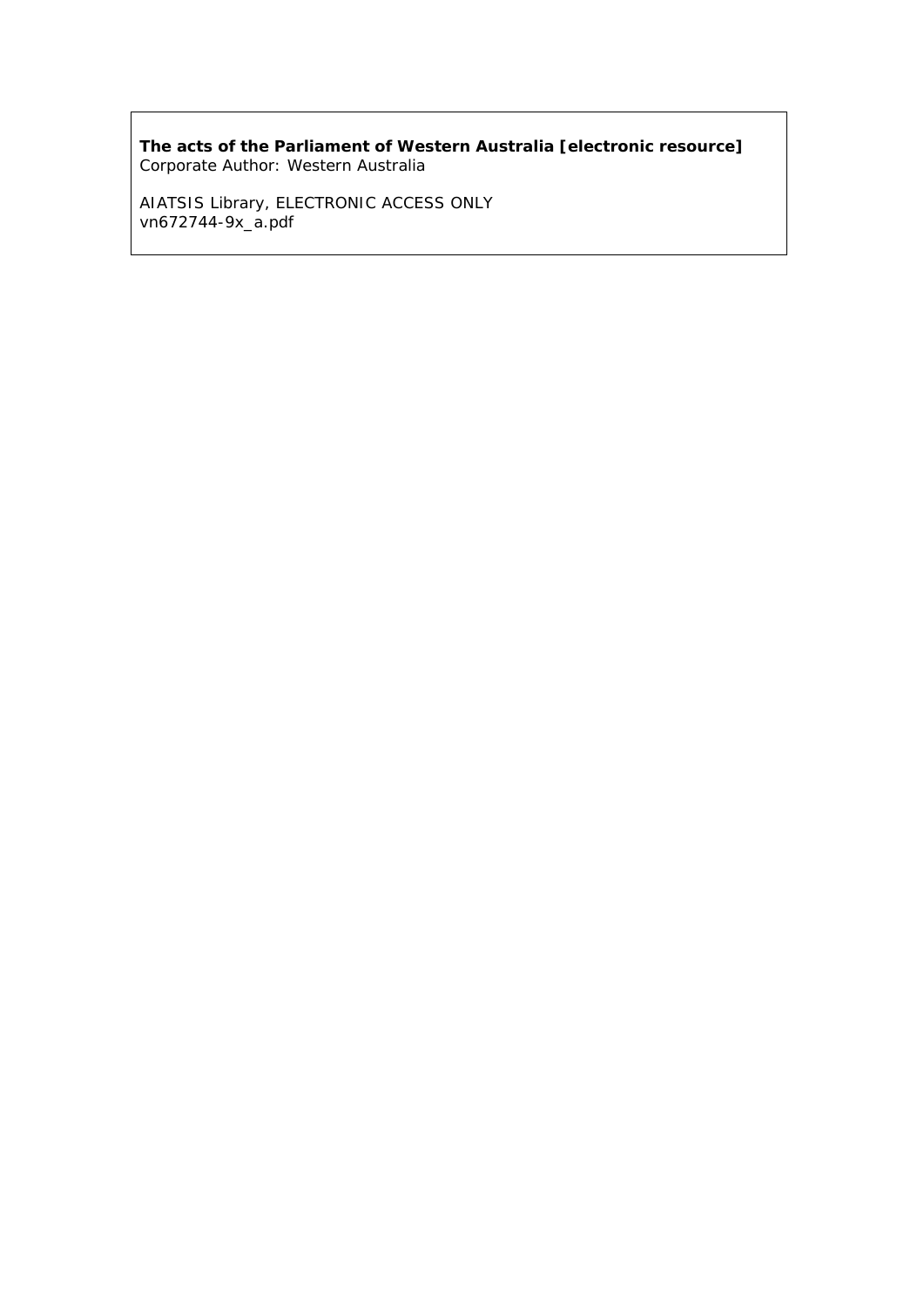**The acts of the Parliament of Western Australia [electronic resource]**
Corporate Author: Western Australia

AIATSIS Library, ELECTRONIC ACCESS ONLY
vn672744-9x_a.pdf